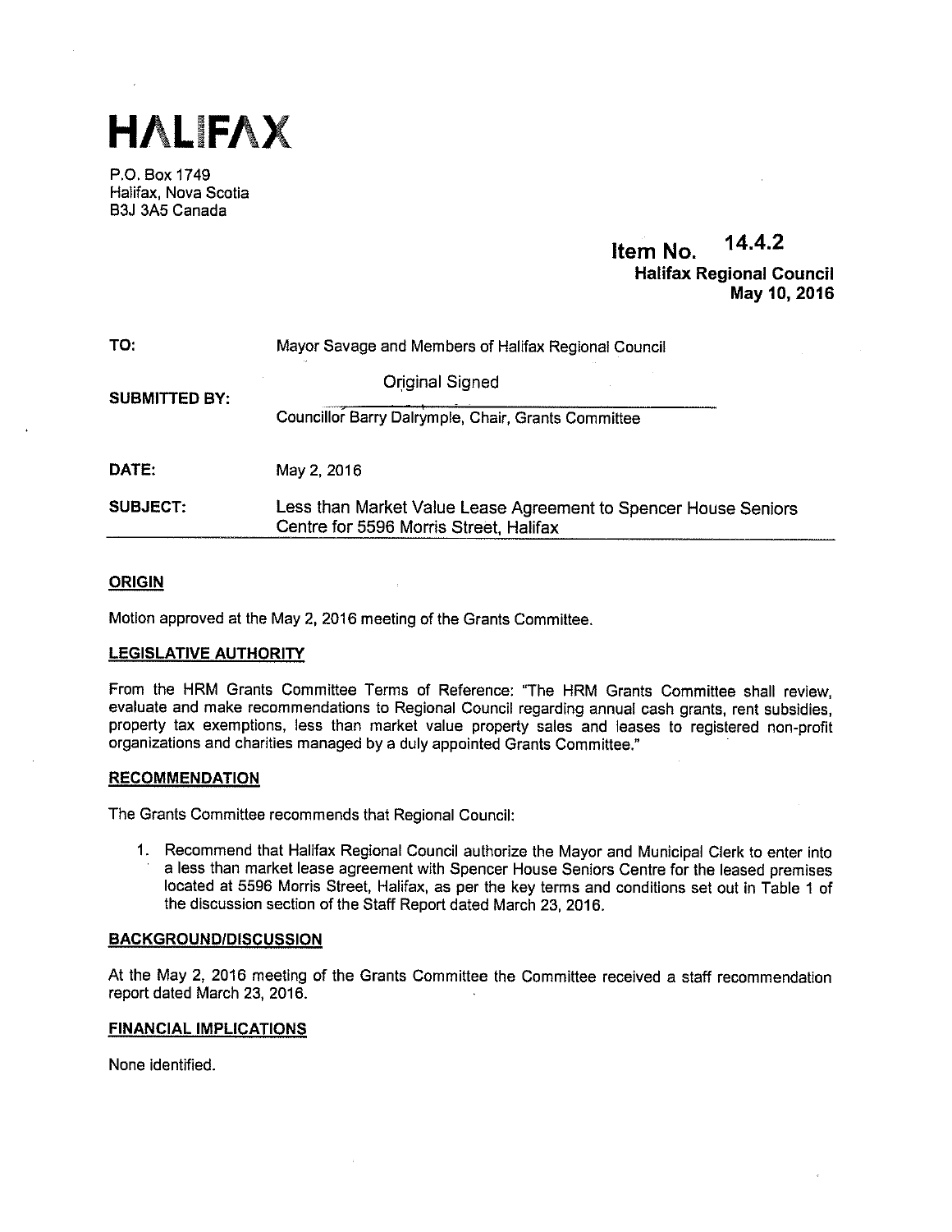# HALIFAX

P.O. Box 1749
Halifax, Nova Scotia
B3J 3A5 Canada

**Item No. 14.4.2**
**Halifax Regional Council**
**May 10, 2016**

| | |
|---|---|
| **TO:** | Mayor Savage and Members of Halifax Regional Council |
| **SUBMITTED BY:** | Original Signed<br>Councillor Barry Dalrymple, Chair, Grants Committee |
| **DATE:** | May 2, 2016 |
| **SUBJECT:** | Less than Market Value Lease Agreement to Spencer House Seniors Centre for 5596 Morris Street, Halifax |

## ORIGIN

Motion approved at the May 2, 2016 meeting of the Grants Committee.

## LEGISLATIVE AUTHORITY

From the HRM Grants Committee Terms of Reference: "The HRM Grants Committee shall review, evaluate and make recommendations to Regional Council regarding annual cash grants, rent subsidies, property tax exemptions, less than market value property sales and leases to registered non-profit organizations and charities managed by a duly appointed Grants Committee."

## RECOMMENDATION

The Grants Committee recommends that Regional Council:

1. Recommend that Halifax Regional Council authorize the Mayor and Municipal Clerk to enter into a less than market lease agreement with Spencer House Seniors Centre for the leased premises located at 5596 Morris Street, Halifax, as per the key terms and conditions set out in Table 1 of the discussion section of the Staff Report dated March 23, 2016.

## BACKGROUND/DISCUSSION

At the May 2, 2016 meeting of the Grants Committee the Committee received a staff recommendation report dated March 23, 2016.

## FINANCIAL IMPLICATIONS

None identified.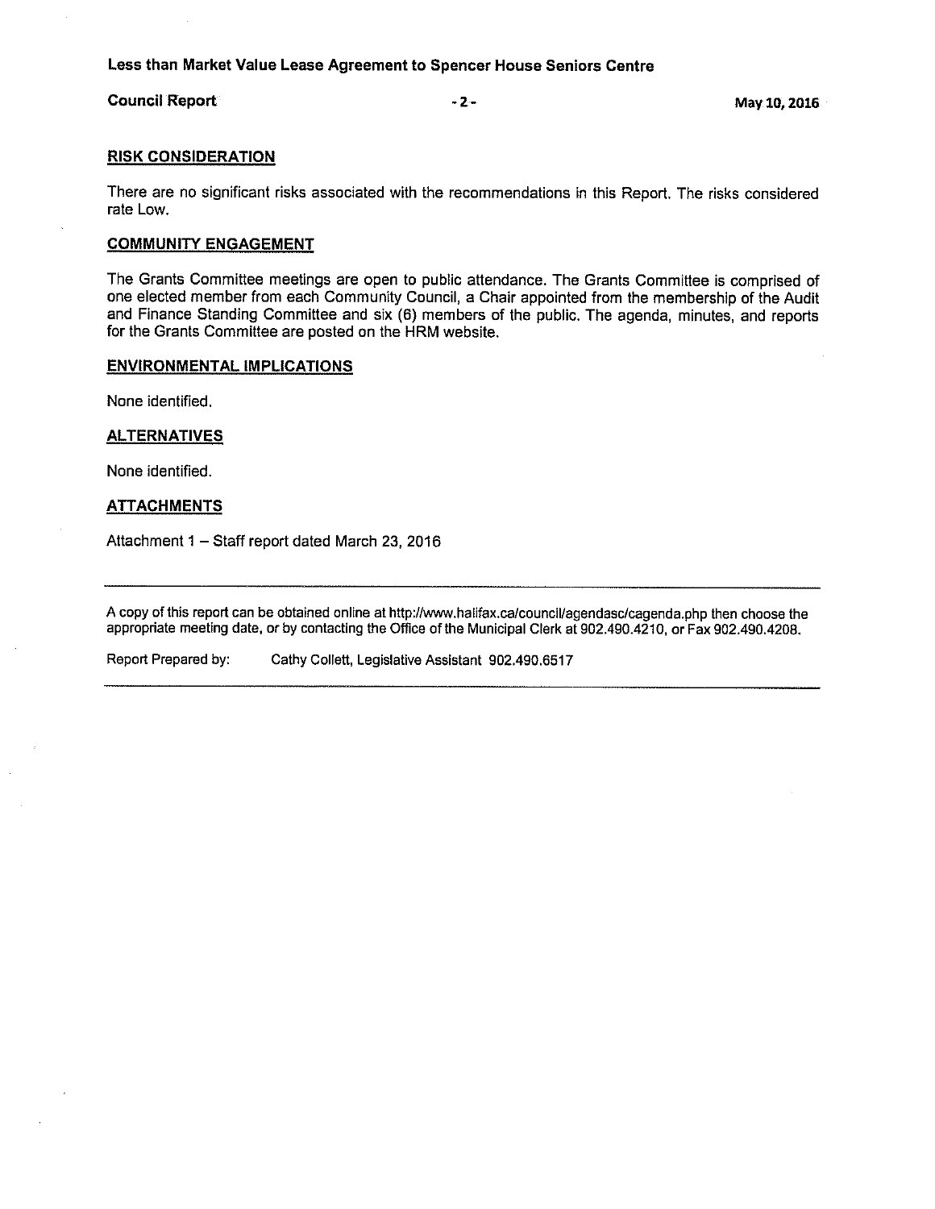## RISK CONSIDERATION

There are no significant risks associated with the recommendations in this Report. The risks considered rate Low.

## COMMUNITY ENGAGEMENT

The Grants Committee meetings are open to public attendance. The Grants Committee is comprised of one elected member from each Community Council, a Chair appointed from the membership of the Audit and Finance Standing Committee and six (6) members of the public. The agenda, minutes, and reports for the Grants Committee are posted on the HRM website.

## ENVIRONMENTAL IMPLICATIONS

None identified.

## ALTERNATIVES

None identified.

## ATTACHMENTS

Attachment 1 – Staff report dated March 23, 2016

---

A copy of this report can be obtained online at http://www.halifax.ca/council/agendasc/cagenda.php then choose the appropriate meeting date, or by contacting the Office of the Municipal Clerk at 902.490.4210, or Fax 902.490.4208.

Report Prepared by: Cathy Collett, Legislative Assistant 902.490.6517

---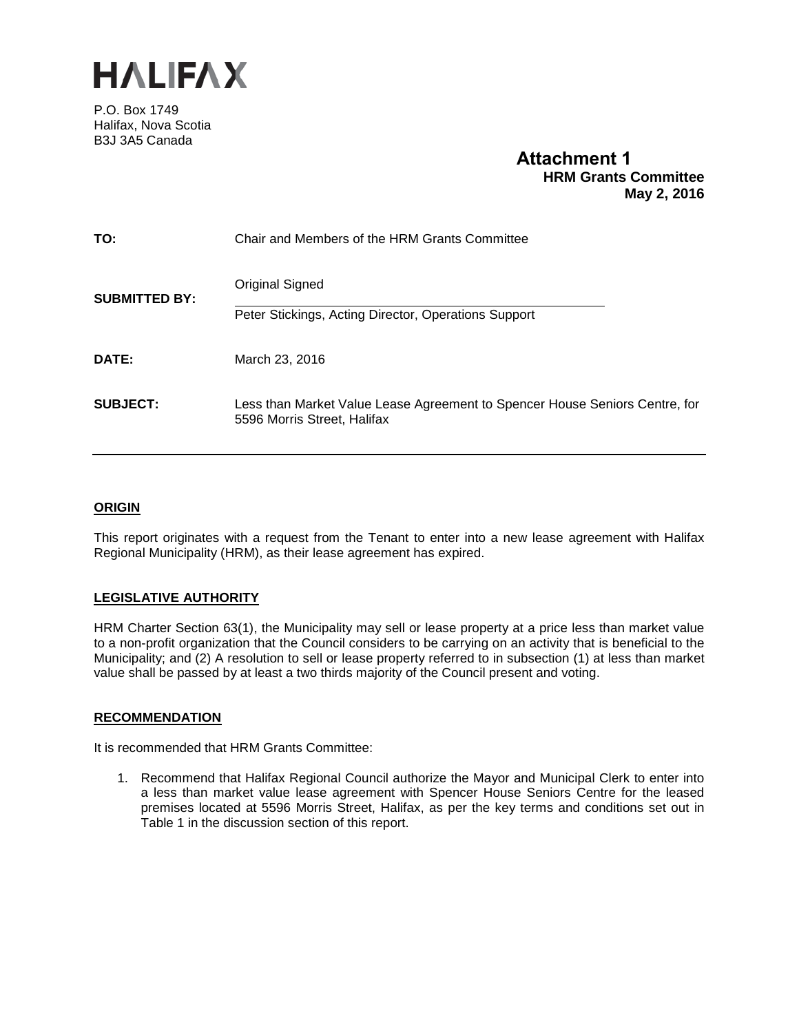# HALIFAX

P.O. Box 1749
Halifax, Nova Scotia
B3J 3A5 Canada

**Attachment 1**
**HRM Grants Committee**
**May 2, 2016**

| | |
|---|---|
| **TO:** | Chair and Members of the HRM Grants Committee |
| **SUBMITTED BY:** | Original Signed<br>Peter Stickings, Acting Director, Operations Support |
| **DATE:** | March 23, 2016 |
| **SUBJECT:** | Less than Market Value Lease Agreement to Spencer House Seniors Centre, for 5596 Morris Street, Halifax |

## ORIGIN

This report originates with a request from the Tenant to enter into a new lease agreement with Halifax Regional Municipality (HRM), as their lease agreement has expired.

## LEGISLATIVE AUTHORITY

HRM Charter Section 63(1), the Municipality may sell or lease property at a price less than market value to a non-profit organization that the Council considers to be carrying on an activity that is beneficial to the Municipality; and (2) A resolution to sell or lease property referred to in subsection (1) at less than market value shall be passed by at least a two thirds majority of the Council present and voting.

## RECOMMENDATION

It is recommended that HRM Grants Committee:

1. Recommend that Halifax Regional Council authorize the Mayor and Municipal Clerk to enter into a less than market value lease agreement with Spencer House Seniors Centre for the leased premises located at 5596 Morris Street, Halifax, as per the key terms and conditions set out in Table 1 in the discussion section of this report.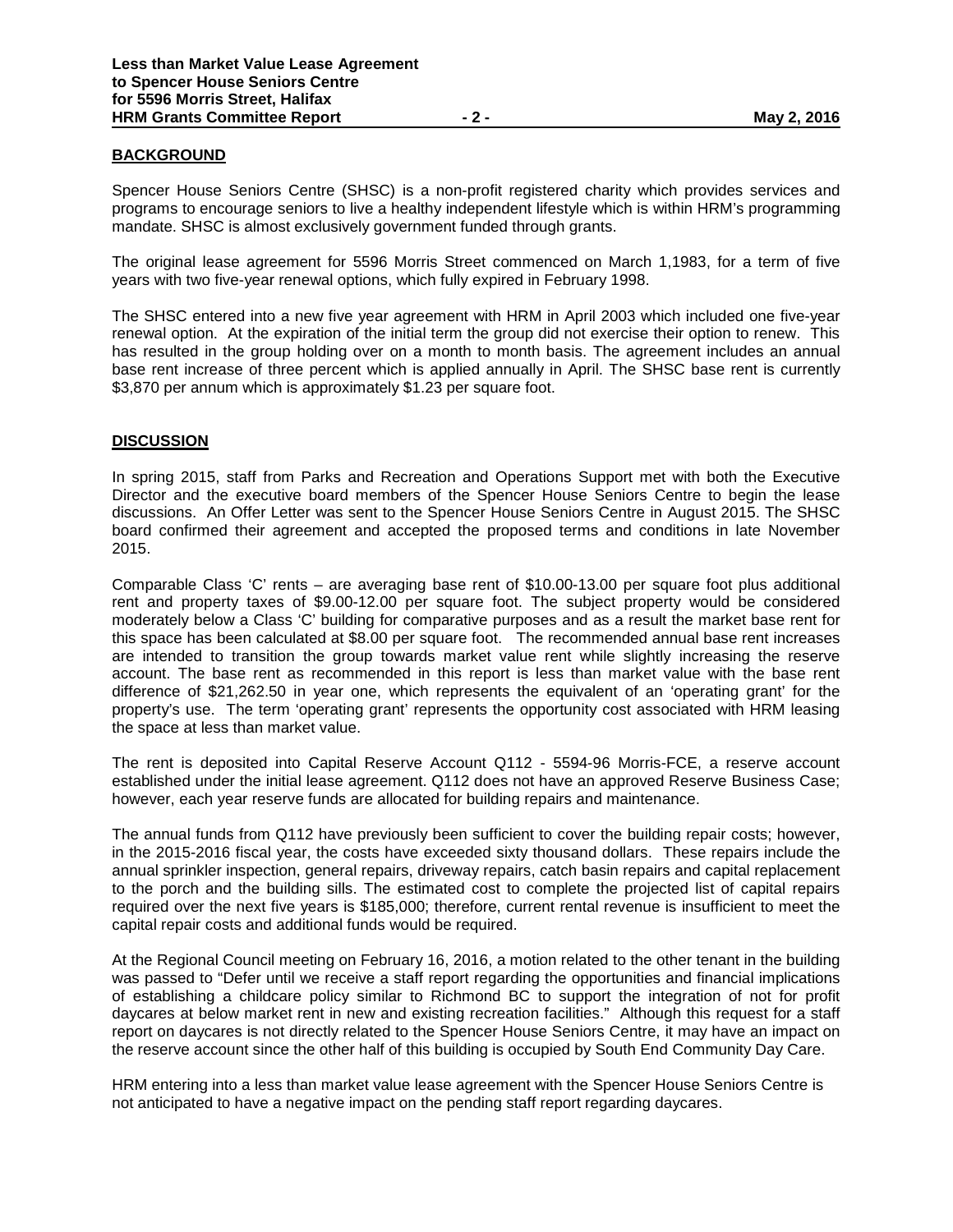## BACKGROUND

Spencer House Seniors Centre (SHSC) is a non-profit registered charity which provides services and programs to encourage seniors to live a healthy independent lifestyle which is within HRM's programming mandate. SHSC is almost exclusively government funded through grants.

The original lease agreement for 5596 Morris Street commenced on March 1,1983, for a term of five years with two five-year renewal options, which fully expired in February 1998.

The SHSC entered into a new five year agreement with HRM in April 2003 which included one five-year renewal option. At the expiration of the initial term the group did not exercise their option to renew. This has resulted in the group holding over on a month to month basis. The agreement includes an annual base rent increase of three percent which is applied annually in April. The SHSC base rent is currently \$3,870 per annum which is approximately \$1.23 per square foot.

## DISCUSSION

In spring 2015, staff from Parks and Recreation and Operations Support met with both the Executive Director and the executive board members of the Spencer House Seniors Centre to begin the lease discussions. An Offer Letter was sent to the Spencer House Seniors Centre in August 2015. The SHSC board confirmed their agreement and accepted the proposed terms and conditions in late November 2015.

Comparable Class 'C' rents – are averaging base rent of \$10.00-13.00 per square foot plus additional rent and property taxes of \$9.00-12.00 per square foot. The subject property would be considered moderately below a Class 'C' building for comparative purposes and as a result the market base rent for this space has been calculated at \$8.00 per square foot. The recommended annual base rent increases are intended to transition the group towards market value rent while slightly increasing the reserve account. The base rent as recommended in this report is less than market value with the base rent difference of \$21,262.50 in year one, which represents the equivalent of an 'operating grant' for the property's use. The term 'operating grant' represents the opportunity cost associated with HRM leasing the space at less than market value.

The rent is deposited into Capital Reserve Account Q112 - 5594-96 Morris-FCE, a reserve account established under the initial lease agreement. Q112 does not have an approved Reserve Business Case; however, each year reserve funds are allocated for building repairs and maintenance.

The annual funds from Q112 have previously been sufficient to cover the building repair costs; however, in the 2015-2016 fiscal year, the costs have exceeded sixty thousand dollars. These repairs include the annual sprinkler inspection, general repairs, driveway repairs, catch basin repairs and capital replacement to the porch and the building sills. The estimated cost to complete the projected list of capital repairs required over the next five years is \$185,000; therefore, current rental revenue is insufficient to meet the capital repair costs and additional funds would be required.

At the Regional Council meeting on February 16, 2016, a motion related to the other tenant in the building was passed to "Defer until we receive a staff report regarding the opportunities and financial implications of establishing a childcare policy similar to Richmond BC to support the integration of not for profit daycares at below market rent in new and existing recreation facilities." Although this request for a staff report on daycares is not directly related to the Spencer House Seniors Centre, it may have an impact on the reserve account since the other half of this building is occupied by South End Community Day Care.

HRM entering into a less than market value lease agreement with the Spencer House Seniors Centre is not anticipated to have a negative impact on the pending staff report regarding daycares.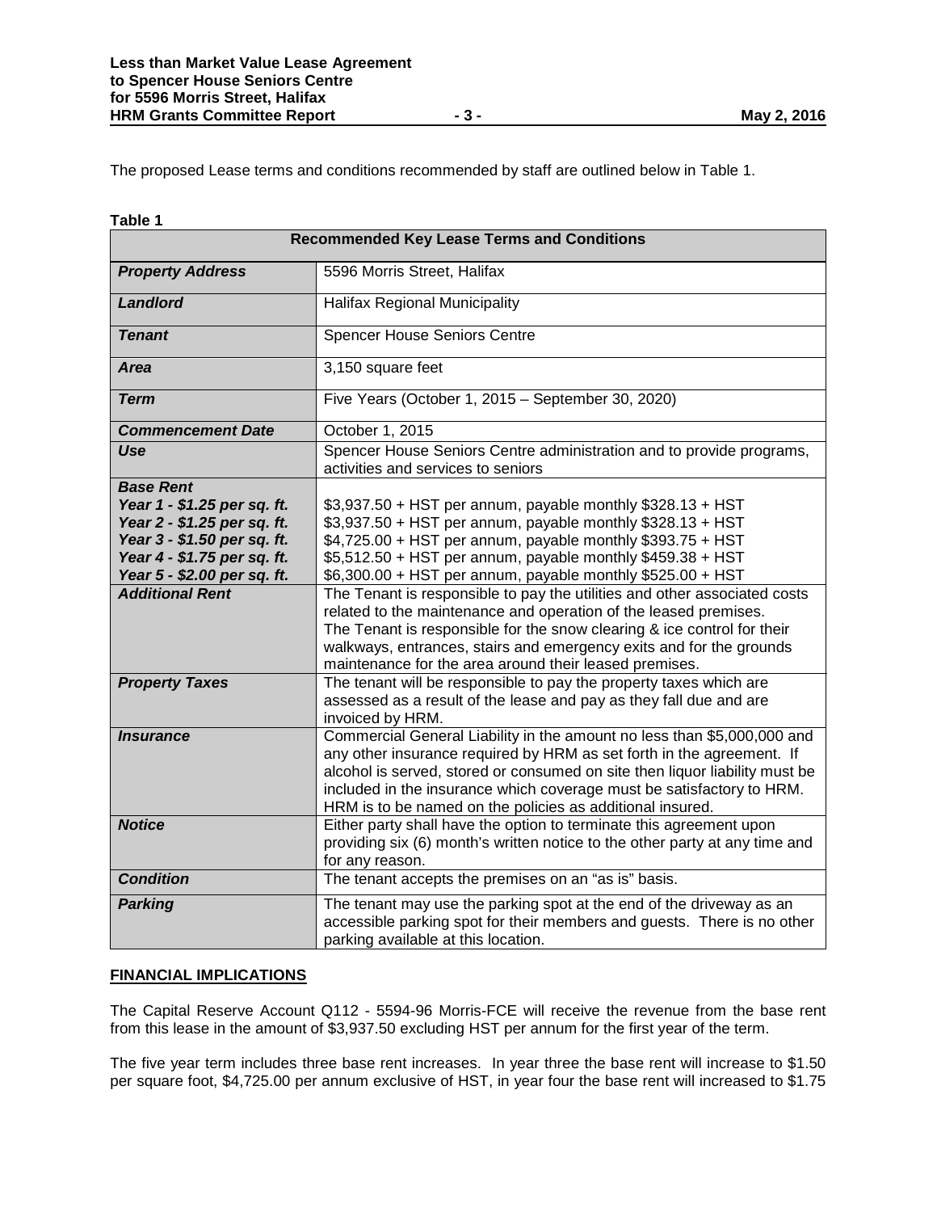The proposed Lease terms and conditions recommended by staff are outlined below in Table 1.

**Table 1**

| Recommended Key Lease Terms and Conditions | |
|---|---|
| ***Property Address*** | 5596 Morris Street, Halifax |
| ***Landlord*** | Halifax Regional Municipality |
| ***Tenant*** | Spencer House Seniors Centre |
| ***Area*** | 3,150 square feet |
| ***Term*** | Five Years (October 1, 2015 – September 30, 2020) |
| ***Commencement Date*** | October 1, 2015 |
| ***Use*** | Spencer House Seniors Centre administration and to provide programs, activities and services to seniors |
| ***Base Rent***<br>***Year 1 - $1.25 per sq. ft.***<br>***Year 2 - $1.25 per sq. ft.***<br>***Year 3 - $1.50 per sq. ft.***<br>***Year 4 - $1.75 per sq. ft.***<br>***Year 5 - $2.00 per sq. ft.*** | <br>$3,937.50 + HST per annum, payable monthly $328.13 + HST<br>$3,937.50 + HST per annum, payable monthly $328.13 + HST<br>$4,725.00 + HST per annum, payable monthly $393.75 + HST<br>$5,512.50 + HST per annum, payable monthly $459.38 + HST<br>$6,300.00 + HST per annum, payable monthly $525.00 + HST |
| ***Additional Rent*** | The Tenant is responsible to pay the utilities and other associated costs related to the maintenance and operation of the leased premises.<br>The Tenant is responsible for the snow clearing & ice control for their walkways, entrances, stairs and emergency exits and for the grounds maintenance for the area around their leased premises. |
| ***Property Taxes*** | The tenant will be responsible to pay the property taxes which are assessed as a result of the lease and pay as they fall due and are invoiced by HRM. |
| ***Insurance*** | Commercial General Liability in the amount no less than $5,000,000 and any other insurance required by HRM as set forth in the agreement. If alcohol is served, stored or consumed on site then liquor liability must be included in the insurance which coverage must be satisfactory to HRM. HRM is to be named on the policies as additional insured. |
| ***Notice*** | Either party shall have the option to terminate this agreement upon providing six (6) month's written notice to the other party at any time and for any reason. |
| ***Condition*** | The tenant accepts the premises on an "as is" basis. |
| ***Parking*** | The tenant may use the parking spot at the end of the driveway as an accessible parking spot for their members and guests. There is no other parking available at this location. |

## FINANCIAL IMPLICATIONS

The Capital Reserve Account Q112 - 5594-96 Morris-FCE will receive the revenue from the base rent from this lease in the amount of $3,937.50 excluding HST per annum for the first year of the term.

The five year term includes three base rent increases. In year three the base rent will increase to $1.50 per square foot, $4,725.00 per annum exclusive of HST, in year four the base rent will increased to $1.75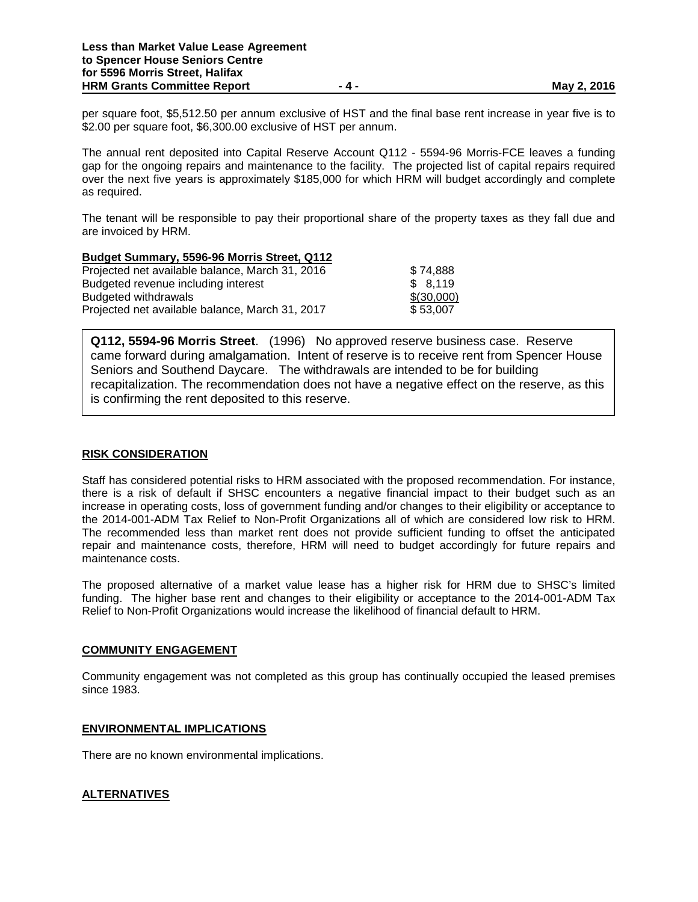per square foot, $5,512.50 per annum exclusive of HST and the final base rent increase in year five is to $2.00 per square foot, $6,300.00 exclusive of HST per annum.

The annual rent deposited into Capital Reserve Account Q112 - 5594-96 Morris-FCE leaves a funding gap for the ongoing repairs and maintenance to the facility. The projected list of capital repairs required over the next five years is approximately $185,000 for which HRM will budget accordingly and complete as required.

The tenant will be responsible to pay their proportional share of the property taxes as they fall due and are invoiced by HRM.

**Budget Summary, 5596-96 Morris Street, Q112**

| | |
|---|---|
| Projected net available balance, March 31, 2016 | $ 74,888 |
| Budgeted revenue including interest | $ 8,119 |
| Budgeted withdrawals | $(30,000) |
| Projected net available balance, March 31, 2017 | $ 53,007 |

**Q112, 5594-96 Morris Street**. (1996) No approved reserve business case. Reserve came forward during amalgamation. Intent of reserve is to receive rent from Spencer House Seniors and Southend Daycare. The withdrawals are intended to be for building recapitalization. The recommendation does not have a negative effect on the reserve, as this is confirming the rent deposited to this reserve.

## RISK CONSIDERATION

Staff has considered potential risks to HRM associated with the proposed recommendation. For instance, there is a risk of default if SHSC encounters a negative financial impact to their budget such as an increase in operating costs, loss of government funding and/or changes to their eligibility or acceptance to the 2014-001-ADM Tax Relief to Non-Profit Organizations all of which are considered low risk to HRM. The recommended less than market rent does not provide sufficient funding to offset the anticipated repair and maintenance costs, therefore, HRM will need to budget accordingly for future repairs and maintenance costs.

The proposed alternative of a market value lease has a higher risk for HRM due to SHSC's limited funding. The higher base rent and changes to their eligibility or acceptance to the 2014-001-ADM Tax Relief to Non-Profit Organizations would increase the likelihood of financial default to HRM.

## COMMUNITY ENGAGEMENT

Community engagement was not completed as this group has continually occupied the leased premises since 1983.

## ENVIRONMENTAL IMPLICATIONS

There are no known environmental implications.

## ALTERNATIVES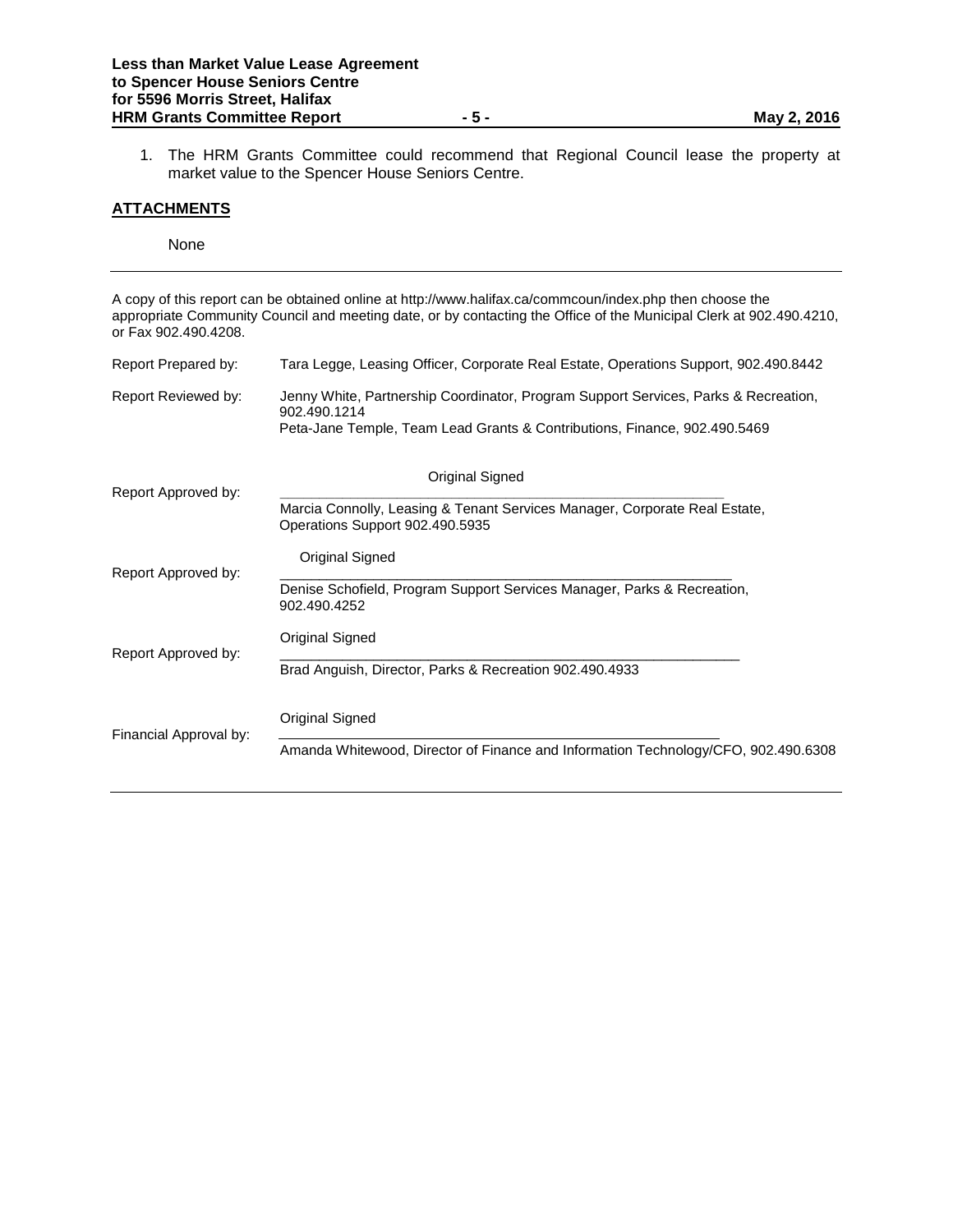1. The HRM Grants Committee could recommend that Regional Council lease the property at market value to the Spencer House Seniors Centre.

## ATTACHMENTS

None

---

A copy of this report can be obtained online at http://www.halifax.ca/commcoun/index.php then choose the appropriate Community Council and meeting date, or by contacting the Office of the Municipal Clerk at 902.490.4210, or Fax 902.490.4208.

Report Prepared by: Tara Legge, Leasing Officer, Corporate Real Estate, Operations Support, 902.490.8442

Report Reviewed by: Jenny White, Partnership Coordinator, Program Support Services, Parks & Recreation, 902.490.1214
Peta-Jane Temple, Team Lead Grants & Contributions, Finance, 902.490.5469

Report Approved by: Original Signed
Marcia Connolly, Leasing & Tenant Services Manager, Corporate Real Estate, Operations Support 902.490.5935

Report Approved by: Original Signed
Denise Schofield, Program Support Services Manager, Parks & Recreation, 902.490.4252

Report Approved by: Original Signed
Brad Anguish, Director, Parks & Recreation 902.490.4933

Financial Approval by: Original Signed
Amanda Whitewood, Director of Finance and Information Technology/CFO, 902.490.6308